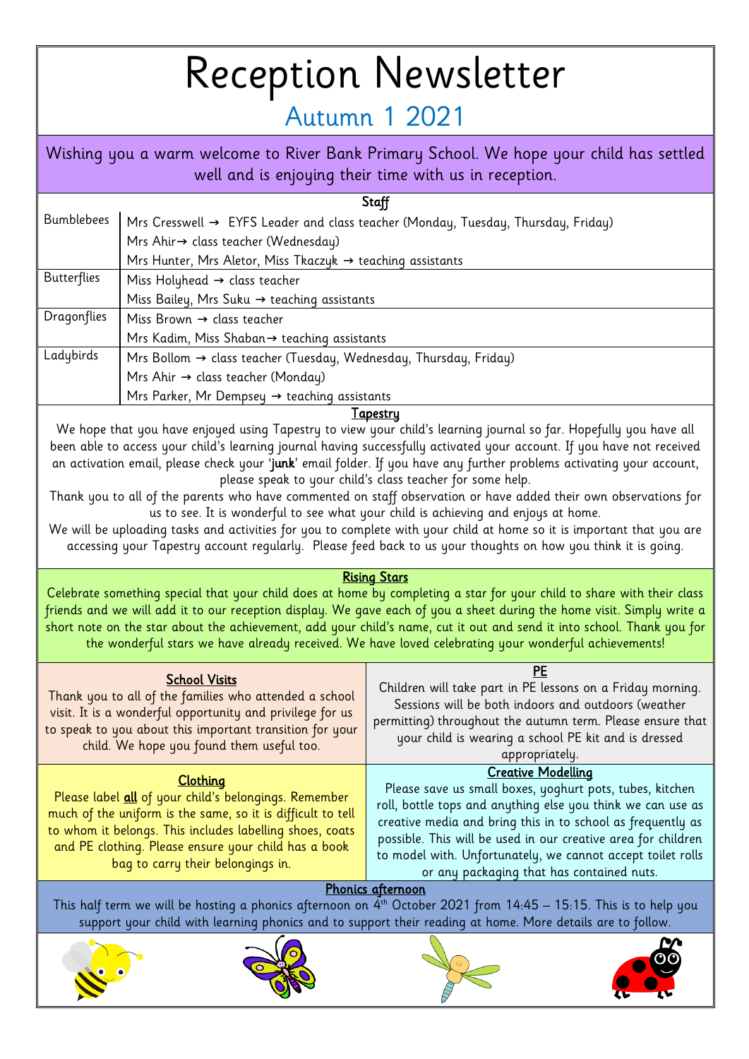# Reception Newsletter

## Autumn 1 2021

Wishing you a warm welcome to River Bank Primary School. We hope your child has settled well and is enjoying their time with us in reception.

| Staff | |
|---|---|
| Bumblebees | Mrs Cresswell → EYFS Leader and class teacher (Monday, Tuesday, Thursday, Friday)<br>Mrs Ahir→ class teacher (Wednesday)<br>Mrs Hunter, Mrs Aletor, Miss Tkaczyk → teaching assistants |
| Butterflies | Miss Holyhead → class teacher<br>Miss Bailey, Mrs Suku → teaching assistants |
| Dragonflies | Miss Brown → class teacher<br>Mrs Kadim, Miss Shaban→ teaching assistants |
| Ladybirds | Mrs Bollom → class teacher (Tuesday, Wednesday, Thursday, Friday)<br>Mrs Ahir → class teacher (Monday)<br>Mrs Parker, Mr Dempsey → teaching assistants |

### Tapestry

We hope that you have enjoyed using Tapestry to view your child's learning journal so far. Hopefully you have all been able to access your child's learning journal having successfully activated your account. If you have not received an activation email, please check your '**junk**' email folder. If you have any further problems activating your account, please speak to your child's class teacher for some help.

Thank you to all of the parents who have commented on staff observation or have added their own observations for us to see. It is wonderful to see what your child is achieving and enjoys at home.

We will be uploading tasks and activities for you to complete with your child at home so it is important that you are accessing your Tapestry account regularly. Please feed back to us your thoughts on how you think it is going.

### Rising Stars

Celebrate something special that your child does at home by completing a star for your child to share with their class friends and we will add it to our reception display. We gave each of you a sheet during the home visit. Simply write a short note on the star about the achievement, add your child's name, cut it out and send it into school. Thank you for the wonderful stars we have already received. We have loved celebrating your wonderful achievements!

### School Visits

Thank you to all of the families who attended a school visit. It is a wonderful opportunity and privilege for us to speak to you about this important transition for your child. We hope you found them useful too.

### PE

Children will take part in PE lessons on a Friday morning. Sessions will be both indoors and outdoors (weather permitting) throughout the autumn term. Please ensure that your child is wearing a school PE kit and is dressed appropriately.

### Clothing

Please label **all** of your child's belongings. Remember much of the uniform is the same, so it is difficult to tell to whom it belongs. This includes labelling shoes, coats and PE clothing. Please ensure your child has a book bag to carry their belongings in.

### Creative Modelling

Please save us small boxes, yoghurt pots, tubes, kitchen roll, bottle tops and anything else you think we can use as creative media and bring this in to school as frequently as possible. This will be used in our creative area for children to model with. Unfortunately, we cannot accept toilet rolls or any packaging that has contained nuts.

### Phonics afternoon

This half term we will be hosting a phonics afternoon on 4th October 2021 from 14:45 – 15:15. This is to help you support your child with learning phonics and to support their reading at home. More details are to follow.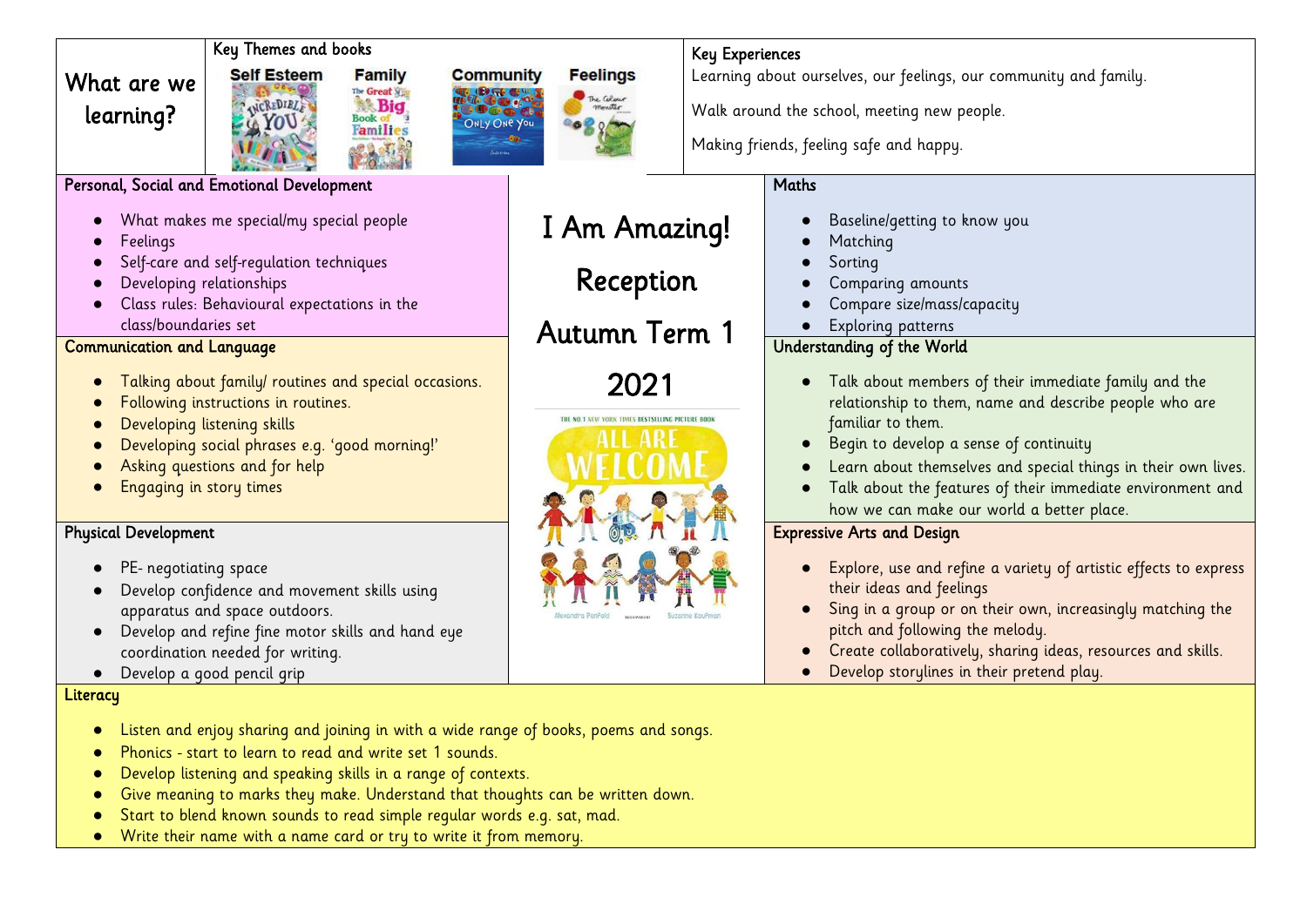# I Am Amazing!

## Reception

## Autumn Term 1

## 2021

## What are we learning?

### Key Themes and books

Self Esteem — Family — Community — Feelings

### Key Experiences

Learning about ourselves, our feelings, our community and family.

Walk around the school, meeting new people.

Making friends, feeling safe and happy.

### Personal, Social and Emotional Development

- What makes me special/my special people
- Feelings
- Self-care and self-regulation techniques
- Developing relationships
- Class rules: Behavioural expectations in the class/boundaries set

### Communication and Language

- Talking about family/ routines and special occasions.
- Following instructions in routines.
- Developing listening skills
- Developing social phrases e.g. 'good morning!'
- Asking questions and for help
- Engaging in story times

### Physical Development

- PE- negotiating space
- Develop confidence and movement skills using apparatus and space outdoors.
- Develop and refine fine motor skills and hand eye coordination needed for writing.
- Develop a good pencil grip

### Maths

- Baseline/getting to know you
- Matching
- Sorting
- Comparing amounts
- Compare size/mass/capacity
- Exploring patterns

### Understanding of the World

- Talk about members of their immediate family and the relationship to them, name and describe people who are familiar to them.
- Begin to develop a sense of continuity
- Learn about themselves and special things in their own lives.
- Talk about the features of their immediate environment and how we can make our world a better place.

### Expressive Arts and Design

- Explore, use and refine a variety of artistic effects to express their ideas and feelings
- Sing in a group or on their own, increasingly matching the pitch and following the melody.
- Create collaboratively, sharing ideas, resources and skills.
- Develop storylines in their pretend play.

### Literacy

- Listen and enjoy sharing and joining in with a wide range of books, poems and songs.
- Phonics - start to learn to read and write set 1 sounds.
- Develop listening and speaking skills in a range of contexts.
- Give meaning to marks they make. Understand that thoughts can be written down.
- Start to blend known sounds to read simple regular words e.g. sat, mad.
- Write their name with a name card or try to write it from memory.